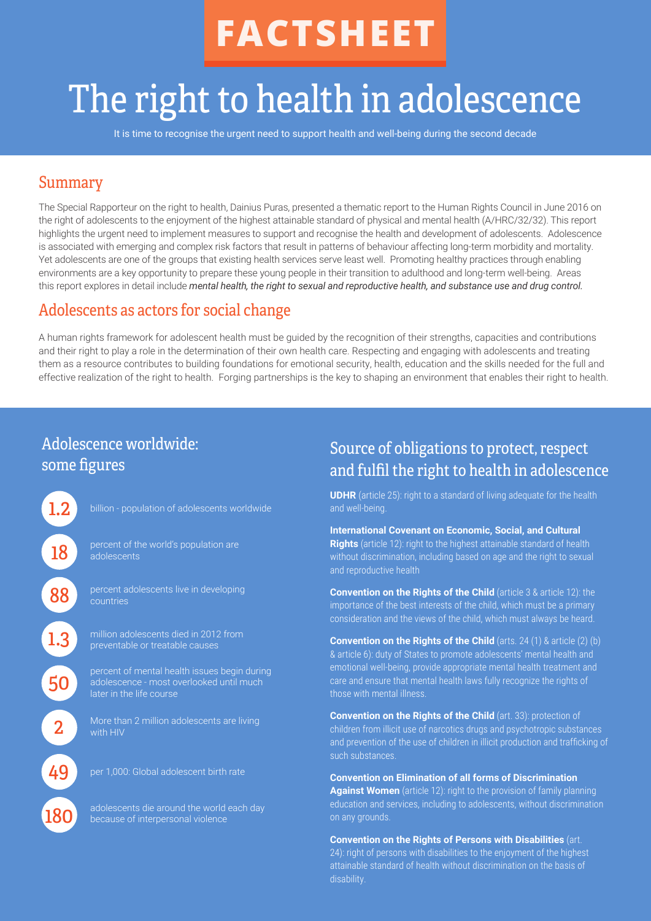# FACTSHEET

# The right to health in adolescence

It is time to recognise the urgent need to support health and well-being during the second decade

## Summary

The Special Rapporteur on the right to health, Dainius Puras, presented a thematic report to the Human Rights Council in June 2016 on the right of adolescents to the enjoyment of the highest attainable standard of physical and mental health (A/HRC/32/32). This report highlights the urgent need to implement measures to support and recognise the health and development of adolescents. Adolescence is associated with emerging and complex risk factors that result in patterns of behaviour affecting long-term morbidity and mortality. Yet adolescents are one of the groups that existing health services serve least well. Promoting healthy practices through enabling environments are a key opportunity to prepare these young people in their transition to adulthood and long-term well-being. Areas this report explores in detail include ***mental health, the right to sexual and reproductive health, and substance use and drug control.***

## Adolescents as actors for social change

A human rights framework for adolescent health must be guided by the recognition of their strengths, capacities and contributions and their right to play a role in the determination of their own health care. Respecting and engaging with adolescents and treating them as a resource contributes to building foundations for emotional security, health, education and the skills needed for the full and effective realization of the right to health. Forging partnerships is the key to shaping an environment that enables their right to health.

## Adolescence worldwide: some figures

- **1.2** billion - population of adolescents worldwide
- **18** percent of the world's population are adolescents
- **88** percent adolescents live in developing countries
- **1.3** million adolescents died in 2012 from preventable or treatable causes
- **50** percent of mental health issues begin during adolescence - most overlooked until much later in the life course
- **2** More than 2 million adolescents are living with HIV
- **49** per 1,000: Global adolescent birth rate
- **180** adolescents die around the world each day because of interpersonal violence

## Source of obligations to protect, respect and fulfil the right to health in adolescence

**UDHR** (article 25): right to a standard of living adequate for the health and well-being.

**International Covenant on Economic, Social, and Cultural Rights** (article 12): right to the highest attainable standard of health without discrimination, including based on age and the right to sexual and reproductive health

**Convention on the Rights of the Child** (article 3 & article 12): the importance of the best interests of the child, which must be a primary consideration and the views of the child, which must always be heard.

**Convention on the Rights of the Child** (arts. 24 (1) & article (2) (b) & article 6): duty of States to promote adolescents' mental health and emotional well-being, provide appropriate mental health treatment and care and ensure that mental health laws fully recognize the rights of those with mental illness.

**Convention on the Rights of the Child** (art. 33): protection of children from illicit use of narcotics drugs and psychotropic substances and prevention of the use of children in illicit production and trafficking of such substances.

**Convention on Elimination of all forms of Discrimination Against Women** (article 12): right to the provision of family planning education and services, including to adolescents, without discrimination on any grounds.

**Convention on the Rights of Persons with Disabilities** (art. 24): right of persons with disabilities to the enjoyment of the highest attainable standard of health without discrimination on the basis of disability.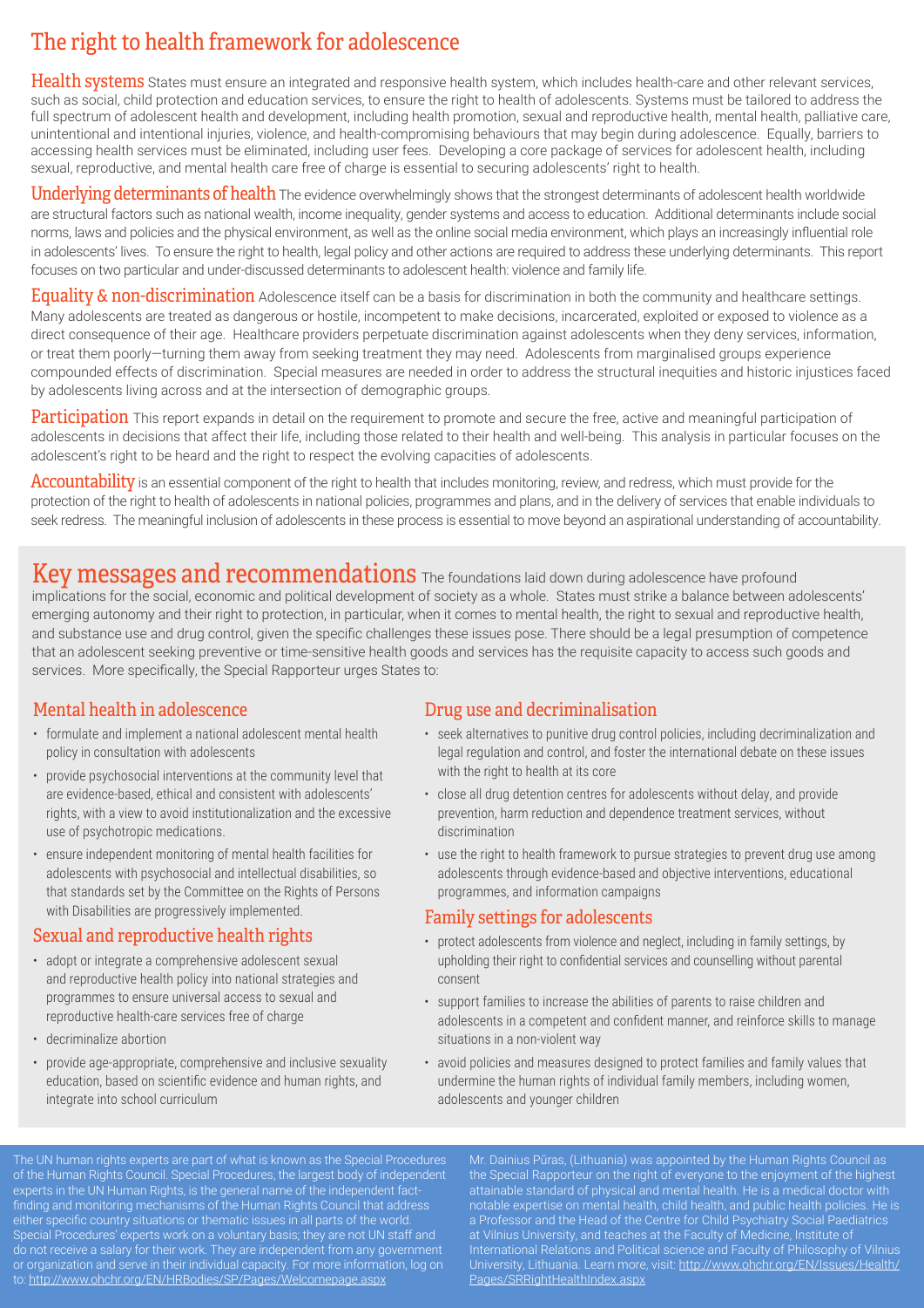# The right to health framework for adolescence

**Health systems** States must ensure an integrated and responsive health system, which includes health-care and other relevant services, such as social, child protection and education services, to ensure the right to health of adolescents. Systems must be tailored to address the full spectrum of adolescent health and development, including health promotion, sexual and reproductive health, mental health, palliative care, unintentional and intentional injuries, violence, and health-compromising behaviours that may begin during adolescence. Equally, barriers to accessing health services must be eliminated, including user fees. Developing a core package of services for adolescent health, including sexual, reproductive, and mental health care free of charge is essential to securing adolescents' right to health.

**Underlying determinants of health** The evidence overwhelmingly shows that the strongest determinants of adolescent health worldwide are structural factors such as national wealth, income inequality, gender systems and access to education. Additional determinants include social norms, laws and policies and the physical environment, as well as the online social media environment, which plays an increasingly influential role in adolescents' lives. To ensure the right to health, legal policy and other actions are required to address these underlying determinants. This report focuses on two particular and under-discussed determinants to adolescent health: violence and family life.

**Equality & non-discrimination** Adolescence itself can be a basis for discrimination in both the community and healthcare settings. Many adolescents are treated as dangerous or hostile, incompetent to make decisions, incarcerated, exploited or exposed to violence as a direct consequence of their age. Healthcare providers perpetuate discrimination against adolescents when they deny services, information, or treat them poorly—turning them away from seeking treatment they may need. Adolescents from marginalised groups experience compounded effects of discrimination. Special measures are needed in order to address the structural inequities and historic injustices faced by adolescents living across and at the intersection of demographic groups.

**Participation** This report expands in detail on the requirement to promote and secure the free, active and meaningful participation of adolescents in decisions that affect their life, including those related to their health and well-being. This analysis in particular focuses on the adolescent's right to be heard and the right to respect the evolving capacities of adolescents.

**Accountability** is an essential component of the right to health that includes monitoring, review, and redress, which must provide for the protection of the right to health of adolescents in national policies, programmes and plans, and in the delivery of services that enable individuals to seek redress. The meaningful inclusion of adolescents in these process is essential to move beyond an aspirational understanding of accountability.

## Key messages and recommendations

The foundations laid down during adolescence have profound implications for the social, economic and political development of society as a whole. States must strike a balance between adolescents' emerging autonomy and their right to protection, in particular, when it comes to mental health, the right to sexual and reproductive health, and substance use and drug control, given the specific challenges these issues pose. There should be a legal presumption of competence that an adolescent seeking preventive or time-sensitive health goods and services has the requisite capacity to access such goods and services. More specifically, the Special Rapporteur urges States to:

### Mental health in adolescence

- formulate and implement a national adolescent mental health policy in consultation with adolescents
- provide psychosocial interventions at the community level that are evidence-based, ethical and consistent with adolescents' rights, with a view to avoid institutionalization and the excessive use of psychotropic medications.
- ensure independent monitoring of mental health facilities for adolescents with psychosocial and intellectual disabilities, so that standards set by the Committee on the Rights of Persons with Disabilities are progressively implemented.

### Sexual and reproductive health rights

- adopt or integrate a comprehensive adolescent sexual and reproductive health policy into national strategies and programmes to ensure universal access to sexual and reproductive health-care services free of charge
- decriminalize abortion
- provide age-appropriate, comprehensive and inclusive sexuality education, based on scientific evidence and human rights, and integrate into school curriculum

### Drug use and decriminalisation

- seek alternatives to punitive drug control policies, including decriminalization and legal regulation and control, and foster the international debate on these issues with the right to health at its core
- close all drug detention centres for adolescents without delay, and provide prevention, harm reduction and dependence treatment services, without discrimination
- use the right to health framework to pursue strategies to prevent drug use among adolescents through evidence-based and objective interventions, educational programmes, and information campaigns

### Family settings for adolescents

- protect adolescents from violence and neglect, including in family settings, by upholding their right to confidential services and counselling without parental consent
- support families to increase the abilities of parents to raise children and adolescents in a competent and confident manner, and reinforce skills to manage situations in a non-violent way
- avoid policies and measures designed to protect families and family values that undermine the human rights of individual family members, including women, adolescents and younger children

The UN human rights experts are part of what is known as the Special Procedures of the Human Rights Council. Special Procedures, the largest body of independent experts in the UN Human Rights, is the general name of the independent fact-finding and monitoring mechanisms of the Human Rights Council that address either specific country situations or thematic issues in all parts of the world. Special Procedures' experts work on a voluntary basis; they are not UN staff and do not receive a salary for their work. They are independent from any government or organization and serve in their individual capacity. For more information, log on to: http://www.ohchr.org/EN/HRBodies/SP/Pages/Welcomepage.aspx

Mr. Dainius Pūras, (Lithuania) was appointed by the Human Rights Council as the Special Rapporteur on the right of everyone to the enjoyment of the highest attainable standard of physical and mental health. He is a medical doctor with notable expertise on mental health, child health, and public health policies. He is a Professor and the Head of the Centre for Child Psychiatry Social Paediatrics at Vilnius University, and teaches at the Faculty of Medicine, Institute of International Relations and Political science and Faculty of Philosophy of Vilnius University, Lithuania. Learn more, visit: http://www.ohchr.org/EN/Issues/Health/Pages/SRRightHealthIndex.aspx